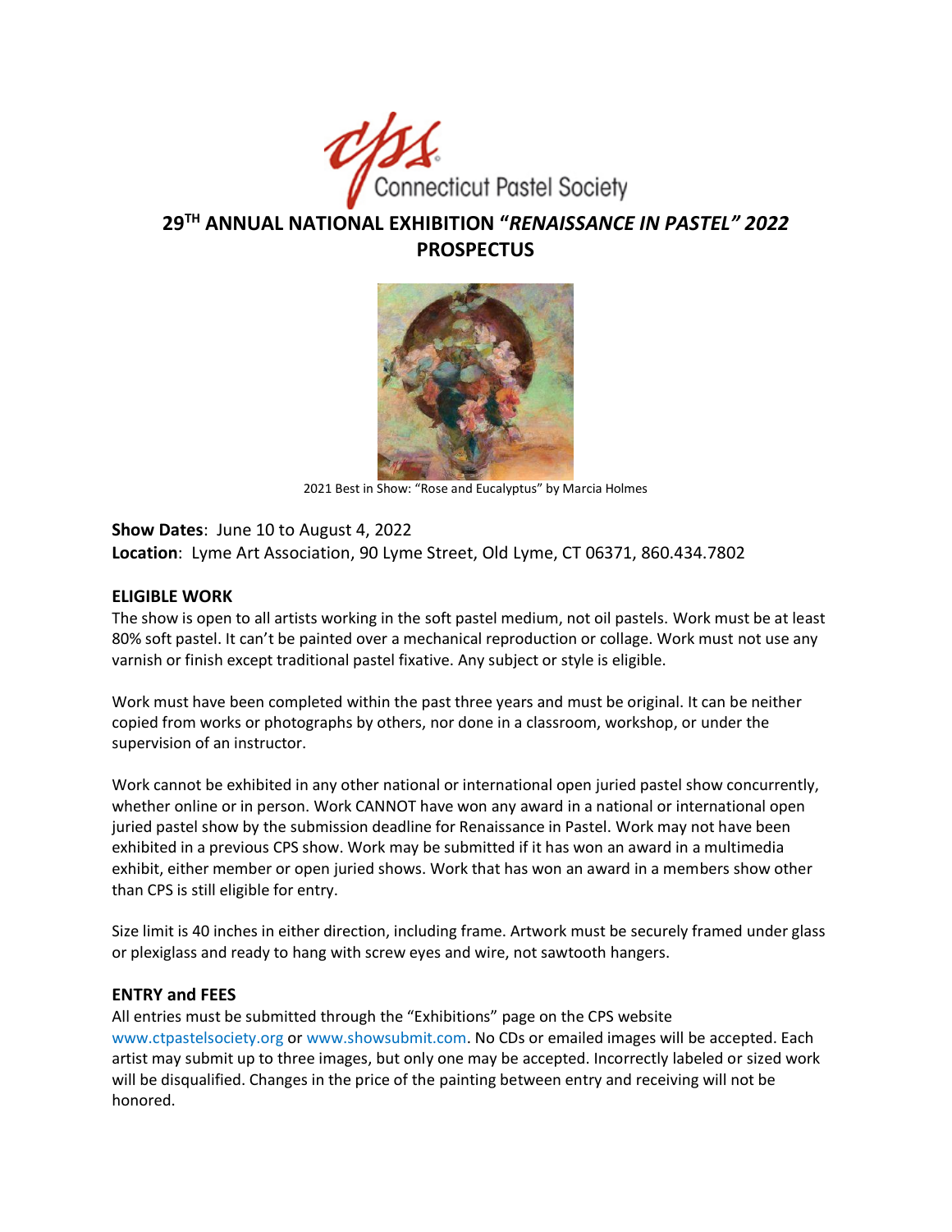Connecticut Pastel Society

# 29TH ANNUAL NATIONAL EXHIBITION "*RENAISSANCE IN PASTEL" 2022* PROSPECTUS

2021 Best in Show: "Rose and Eucalyptus" by Marcia Holmes

**Show Dates**: June 10 to August 4, 2022
**Location**: Lyme Art Association, 90 Lyme Street, Old Lyme, CT 06371, 860.434.7802

## ELIGIBLE WORK

The show is open to all artists working in the soft pastel medium, not oil pastels. Work must be at least 80% soft pastel. It can't be painted over a mechanical reproduction or collage. Work must not use any varnish or finish except traditional pastel fixative. Any subject or style is eligible.

Work must have been completed within the past three years and must be original. It can be neither copied from works or photographs by others, nor done in a classroom, workshop, or under the supervision of an instructor.

Work cannot be exhibited in any other national or international open juried pastel show concurrently, whether online or in person. Work CANNOT have won any award in a national or international open juried pastel show by the submission deadline for Renaissance in Pastel. Work may not have been exhibited in a previous CPS show. Work may be submitted if it has won an award in a multimedia exhibit, either member or open juried shows. Work that has won an award in a members show other than CPS is still eligible for entry.

Size limit is 40 inches in either direction, including frame. Artwork must be securely framed under glass or plexiglass and ready to hang with screw eyes and wire, not sawtooth hangers.

## ENTRY and FEES

All entries must be submitted through the "Exhibitions" page on the CPS website www.ctpastelsociety.org or www.showsubmit.com. No CDs or emailed images will be accepted. Each artist may submit up to three images, but only one may be accepted. Incorrectly labeled or sized work will be disqualified. Changes in the price of the painting between entry and receiving will not be honored.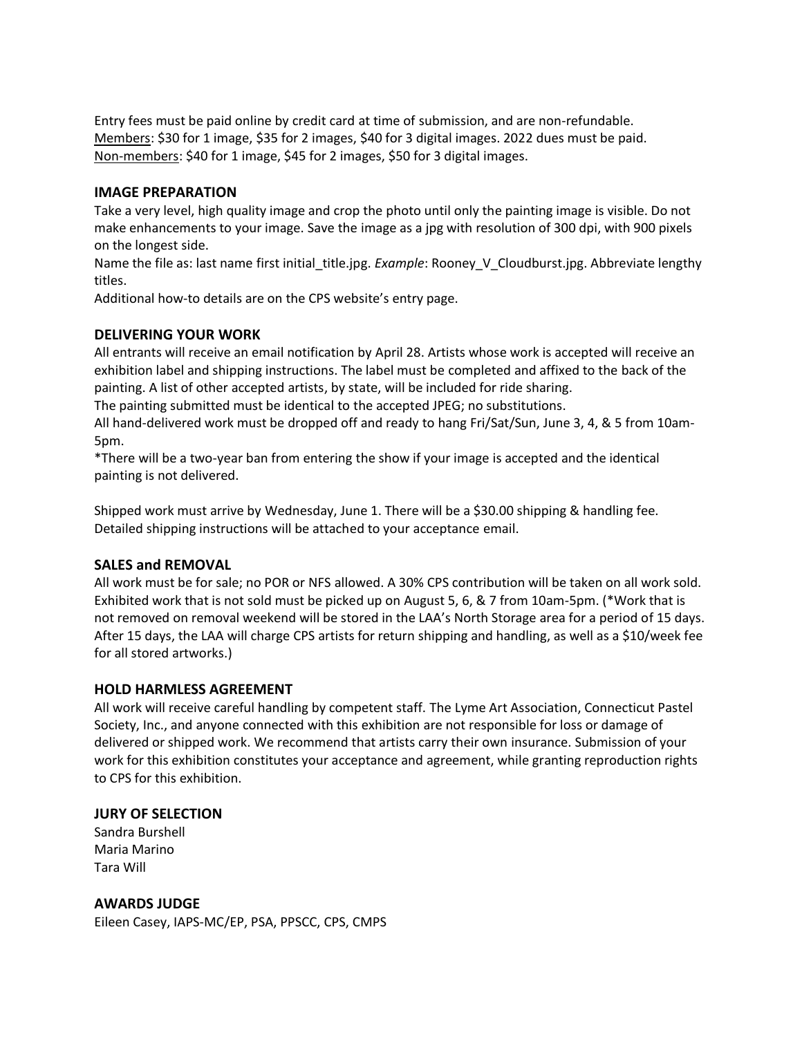Entry fees must be paid online by credit card at time of submission, and are non-refundable.
<u>Members</u>: $30 for 1 image, $35 for 2 images, $40 for 3 digital images. 2022 dues must be paid.
<u>Non-members</u>: $40 for 1 image, $45 for 2 images, $50 for 3 digital images.

## IMAGE PREPARATION

Take a very level, high quality image and crop the photo until only the painting image is visible. Do not make enhancements to your image. Save the image as a jpg with resolution of 300 dpi, with 900 pixels on the longest side.

Name the file as: last name first initial_title.jpg. *Example*: Rooney_V_Cloudburst.jpg. Abbreviate lengthy titles.

Additional how-to details are on the CPS website's entry page.

## DELIVERING YOUR WORK

All entrants will receive an email notification by April 28. Artists whose work is accepted will receive an exhibition label and shipping instructions. The label must be completed and affixed to the back of the painting. A list of other accepted artists, by state, will be included for ride sharing.

The painting submitted must be identical to the accepted JPEG; no substitutions.

All hand-delivered work must be dropped off and ready to hang Fri/Sat/Sun, June 3, 4, & 5 from 10am-5pm.

*There will be a two-year ban from entering the show if your image is accepted and the identical painting is not delivered.

Shipped work must arrive by Wednesday, June 1. There will be a $30.00 shipping & handling fee. Detailed shipping instructions will be attached to your acceptance email.

## SALES and REMOVAL

All work must be for sale; no POR or NFS allowed. A 30% CPS contribution will be taken on all work sold. Exhibited work that is not sold must be picked up on August 5, 6, & 7 from 10am-5pm. (*Work that is not removed on removal weekend will be stored in the LAA's North Storage area for a period of 15 days. After 15 days, the LAA will charge CPS artists for return shipping and handling, as well as a $10/week fee for all stored artworks.)

## HOLD HARMLESS AGREEMENT

All work will receive careful handling by competent staff. The Lyme Art Association, Connecticut Pastel Society, Inc., and anyone connected with this exhibition are not responsible for loss or damage of delivered or shipped work. We recommend that artists carry their own insurance. Submission of your work for this exhibition constitutes your acceptance and agreement, while granting reproduction rights to CPS for this exhibition.

## JURY OF SELECTION

Sandra Burshell
Maria Marino
Tara Will

## AWARDS JUDGE

Eileen Casey, IAPS-MC/EP, PSA, PPSCC, CPS, CMPS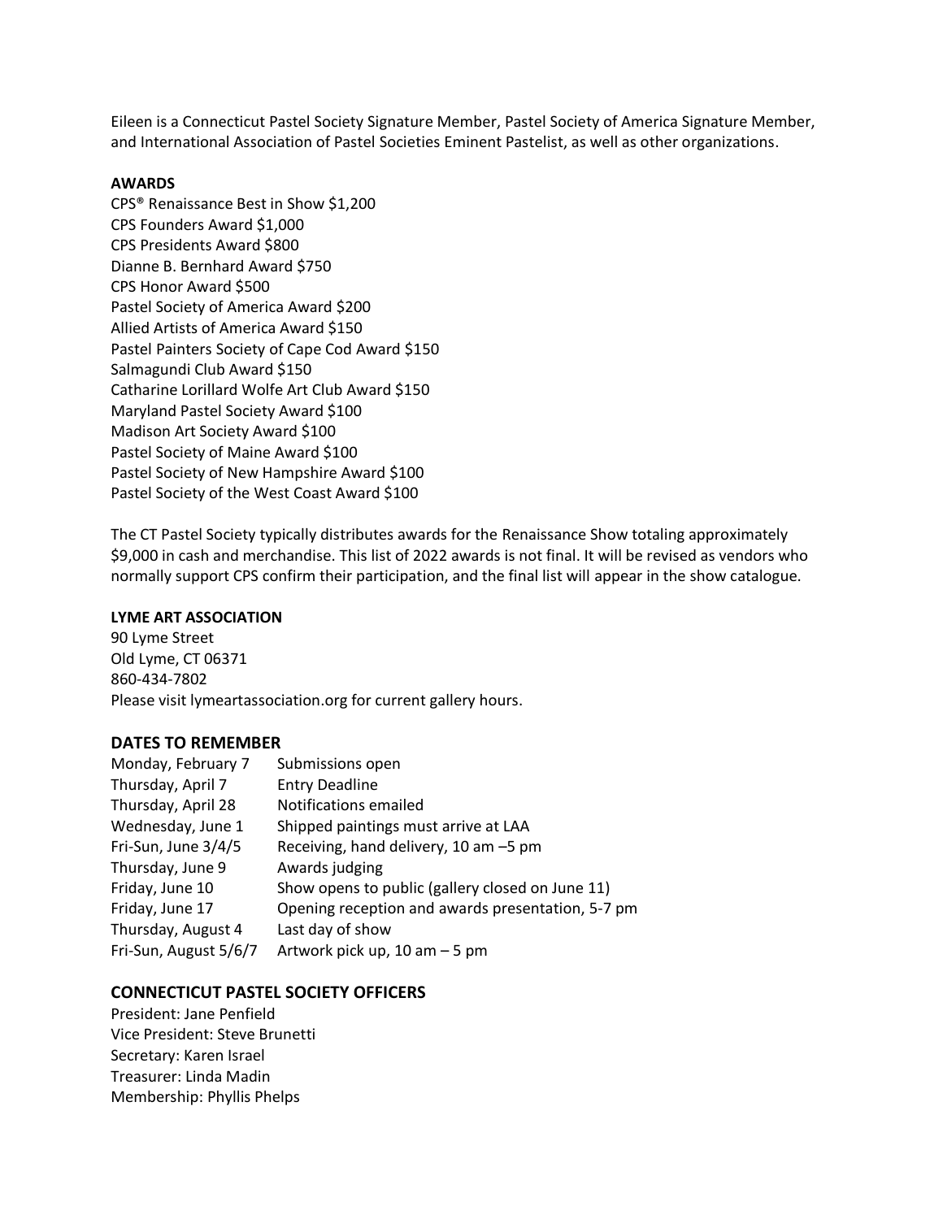Eileen is a Connecticut Pastel Society Signature Member, Pastel Society of America Signature Member, and International Association of Pastel Societies Eminent Pastelist, as well as other organizations.

**AWARDS**

CPS® Renaissance Best in Show $1,200
CPS Founders Award $1,000
CPS Presidents Award $800
Dianne B. Bernhard Award $750
CPS Honor Award $500
Pastel Society of America Award $200
Allied Artists of America Award $150
Pastel Painters Society of Cape Cod Award $150
Salmagundi Club Award $150
Catharine Lorillard Wolfe Art Club Award $150
Maryland Pastel Society Award $100
Madison Art Society Award $100
Pastel Society of Maine Award $100
Pastel Society of New Hampshire Award $100
Pastel Society of the West Coast Award $100

The CT Pastel Society typically distributes awards for the Renaissance Show totaling approximately $9,000 in cash and merchandise. This list of 2022 awards is not final. It will be revised as vendors who normally support CPS confirm their participation, and the final list will appear in the show catalogue.

**LYME ART ASSOCIATION**

90 Lyme Street
Old Lyme, CT 06371
860-434-7802
Please visit lymeartassociation.org for current gallery hours.

## DATES TO REMEMBER

| | |
|---|---|
| Monday, February 7 | Submissions open |
| Thursday, April 7 | Entry Deadline |
| Thursday, April 28 | Notifications emailed |
| Wednesday, June 1 | Shipped paintings must arrive at LAA |
| Fri-Sun, June 3/4/5 | Receiving, hand delivery, 10 am –5 pm |
| Thursday, June 9 | Awards judging |
| Friday, June 10 | Show opens to public (gallery closed on June 11) |
| Friday, June 17 | Opening reception and awards presentation, 5-7 pm |
| Thursday, August 4 | Last day of show |
| Fri-Sun, August 5/6/7 | Artwork pick up, 10 am – 5 pm |

## CONNECTICUT PASTEL SOCIETY OFFICERS

President: Jane Penfield
Vice President: Steve Brunetti
Secretary: Karen Israel
Treasurer: Linda Madin
Membership: Phyllis Phelps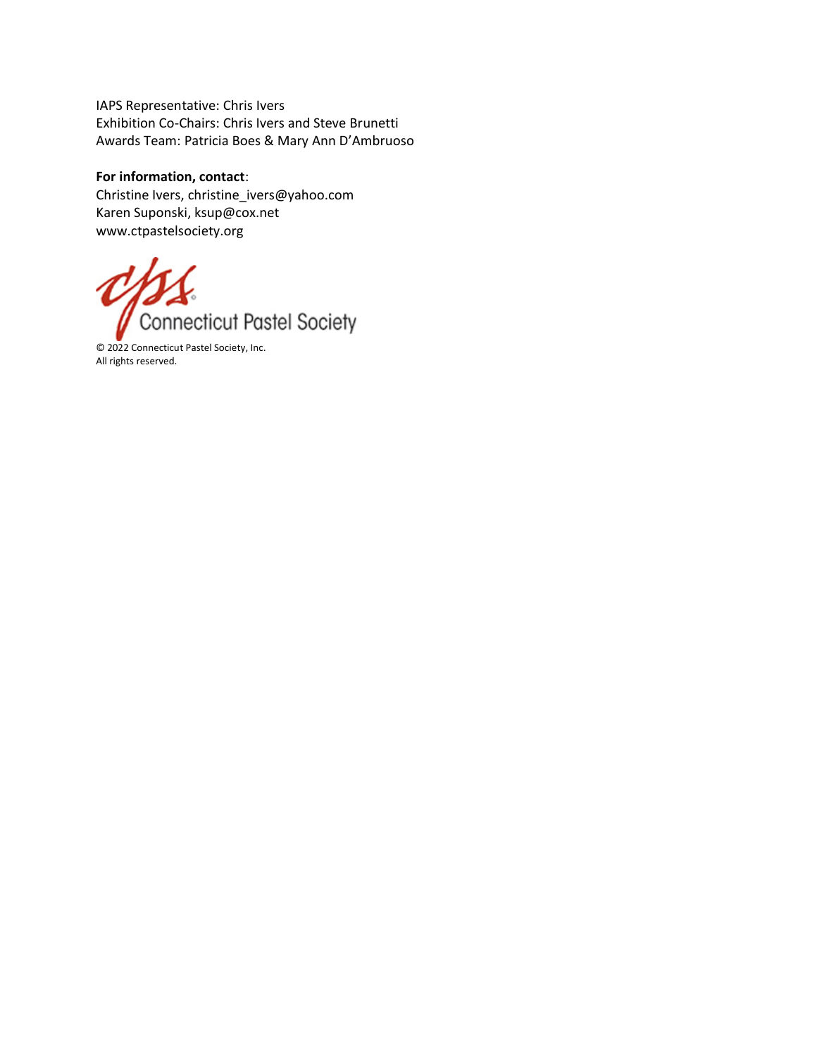IAPS Representative: Chris Ivers
Exhibition Co-Chairs: Chris Ivers and Steve Brunetti
Awards Team: Patricia Boes & Mary Ann D'Ambruoso

**For information, contact**:
Christine Ivers, christine_ivers@yahoo.com
Karen Suponski, ksup@cox.net
www.ctpastelsociety.org

Connecticut Pastel Society

© 2022 Connecticut Pastel Society, Inc.
All rights reserved.